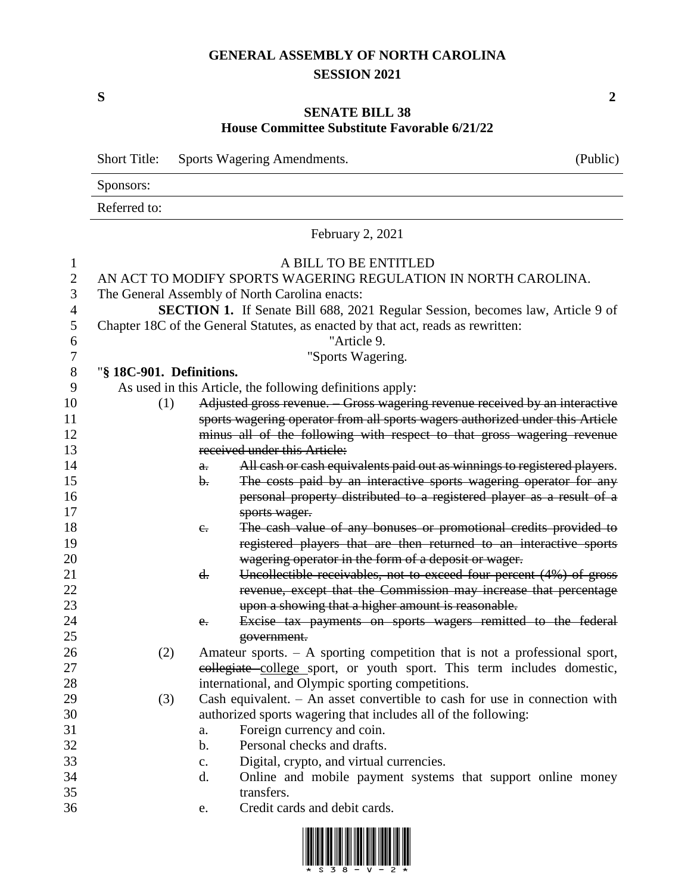# GENERAL ASSEMBLY OF NORTH CAROLINA
## SESSION 2021

**S** **2**

## SENATE BILL 38
### House Committee Substitute Favorable 6/21/22

| Short Title: | Sports Wagering Amendments. | (Public) |
|---|---|---|
| Sponsors: | | |
| Referred to: | | |

February 2, 2021

A BILL TO BE ENTITLED

AN ACT TO MODIFY SPORTS WAGERING REGULATION IN NORTH CAROLINA.

The General Assembly of North Carolina enacts:

**SECTION 1.** If Senate Bill 688, 2021 Regular Session, becomes law, Article 9 of Chapter 18C of the General Statutes, as enacted by that act, reads as rewritten:

"Article 9.

"Sports Wagering.

"**§ 18C-901. Definitions.**

As used in this Article, the following definitions apply:

(1) ~~Adjusted gross revenue. – Gross wagering revenue received by an interactive sports wagering operator from all sports wagers authorized under this Article minus all of the following with respect to that gross wagering revenue received under this Article:~~

a. ~~All cash or cash equivalents paid out as winnings to registered players.~~

b. ~~The costs paid by an interactive sports wagering operator for any personal property distributed to a registered player as a result of a sports wager.~~

c. ~~The cash value of any bonuses or promotional credits provided to registered players that are then returned to an interactive sports wagering operator in the form of a deposit or wager.~~

d. ~~Uncollectible receivables, not to exceed four percent (4%) of gross revenue, except that the Commission may increase that percentage upon a showing that a higher amount is reasonable.~~

e. ~~Excise tax payments on sports wagers remitted to the federal government.~~

(2) Amateur sports. – A sporting competition that is not a professional sport, ~~collegiate~~ college sport, or youth sport. This term includes domestic, international, and Olympic sporting competitions.

(3) Cash equivalent. – An asset convertible to cash for use in connection with authorized sports wagering that includes all of the following:

a. Foreign currency and coin.

b. Personal checks and drafts.

c. Digital, crypto, and virtual currencies.

d. Online and mobile payment systems that support online money transfers.

e. Credit cards and debit cards.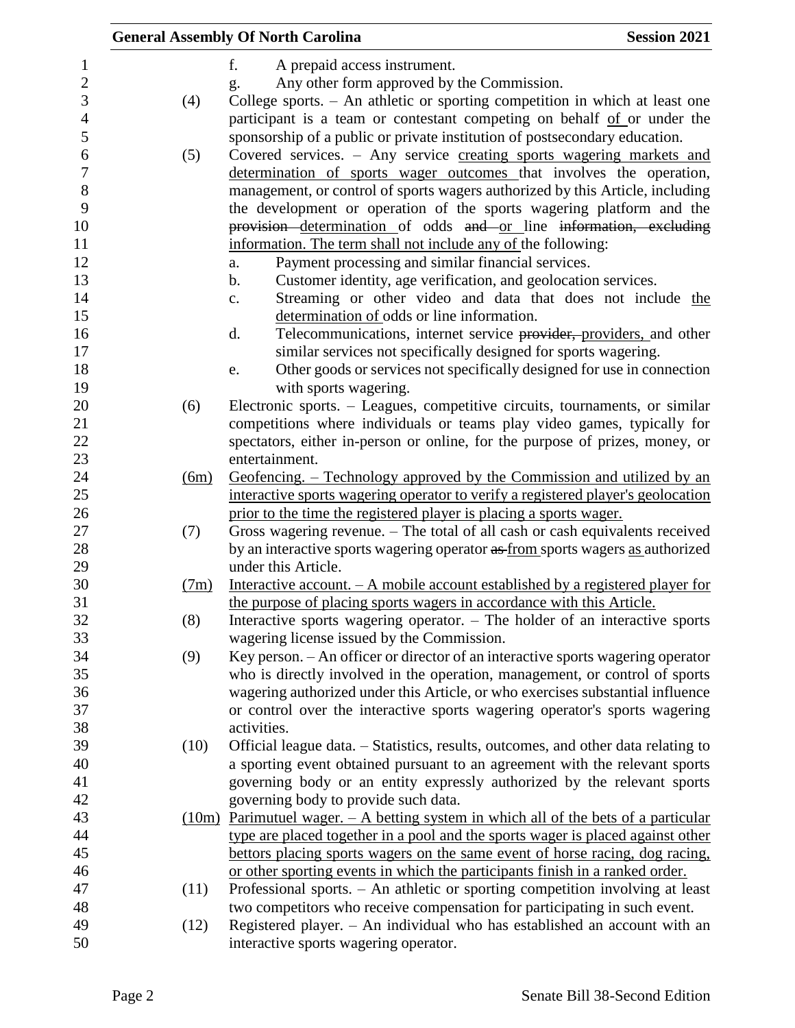f. A prepaid access instrument.

g. Any other form approved by the Commission.

(4) College sports. – An athletic or sporting competition in which at least one participant is a team or contestant competing on behalf of or under the sponsorship of a public or private institution of postsecondary education.

(5) Covered services. – Any service creating sports wagering markets and determination of sports wager outcomes that involves the operation, management, or control of sports wagers authorized by this Article, including the development or operation of the sports wagering platform and the ~~provision~~ determination of odds ~~and~~ or line ~~information, excluding~~ information. The term shall not include any of the following:

a. Payment processing and similar financial services.

b. Customer identity, age verification, and geolocation services.

c. Streaming or other video and data that does not include the determination of odds or line information.

d. Telecommunications, internet service ~~provider,~~ providers, and other similar services not specifically designed for sports wagering.

e. Other goods or services not specifically designed for use in connection with sports wagering.

(6) Electronic sports. – Leagues, competitive circuits, tournaments, or similar competitions where individuals or teams play video games, typically for spectators, either in-person or online, for the purpose of prizes, money, or entertainment.

(6m) Geofencing. – Technology approved by the Commission and utilized by an interactive sports wagering operator to verify a registered player's geolocation prior to the time the registered player is placing a sports wager.

(7) Gross wagering revenue. – The total of all cash or cash equivalents received by an interactive sports wagering operator ~~as~~ from sports wagers as authorized under this Article.

(7m) Interactive account. – A mobile account established by a registered player for the purpose of placing sports wagers in accordance with this Article.

(8) Interactive sports wagering operator. – The holder of an interactive sports wagering license issued by the Commission.

(9) Key person. – An officer or director of an interactive sports wagering operator who is directly involved in the operation, management, or control of sports wagering authorized under this Article, or who exercises substantial influence or control over the interactive sports wagering operator's sports wagering activities.

(10) Official league data. – Statistics, results, outcomes, and other data relating to a sporting event obtained pursuant to an agreement with the relevant sports governing body or an entity expressly authorized by the relevant sports governing body to provide such data.

(10m) Parimutuel wager. – A betting system in which all of the bets of a particular type are placed together in a pool and the sports wager is placed against other bettors placing sports wagers on the same event of horse racing, dog racing, or other sporting events in which the participants finish in a ranked order.

(11) Professional sports. – An athletic or sporting competition involving at least two competitors who receive compensation for participating in such event.

(12) Registered player. – An individual who has established an account with an interactive sports wagering operator.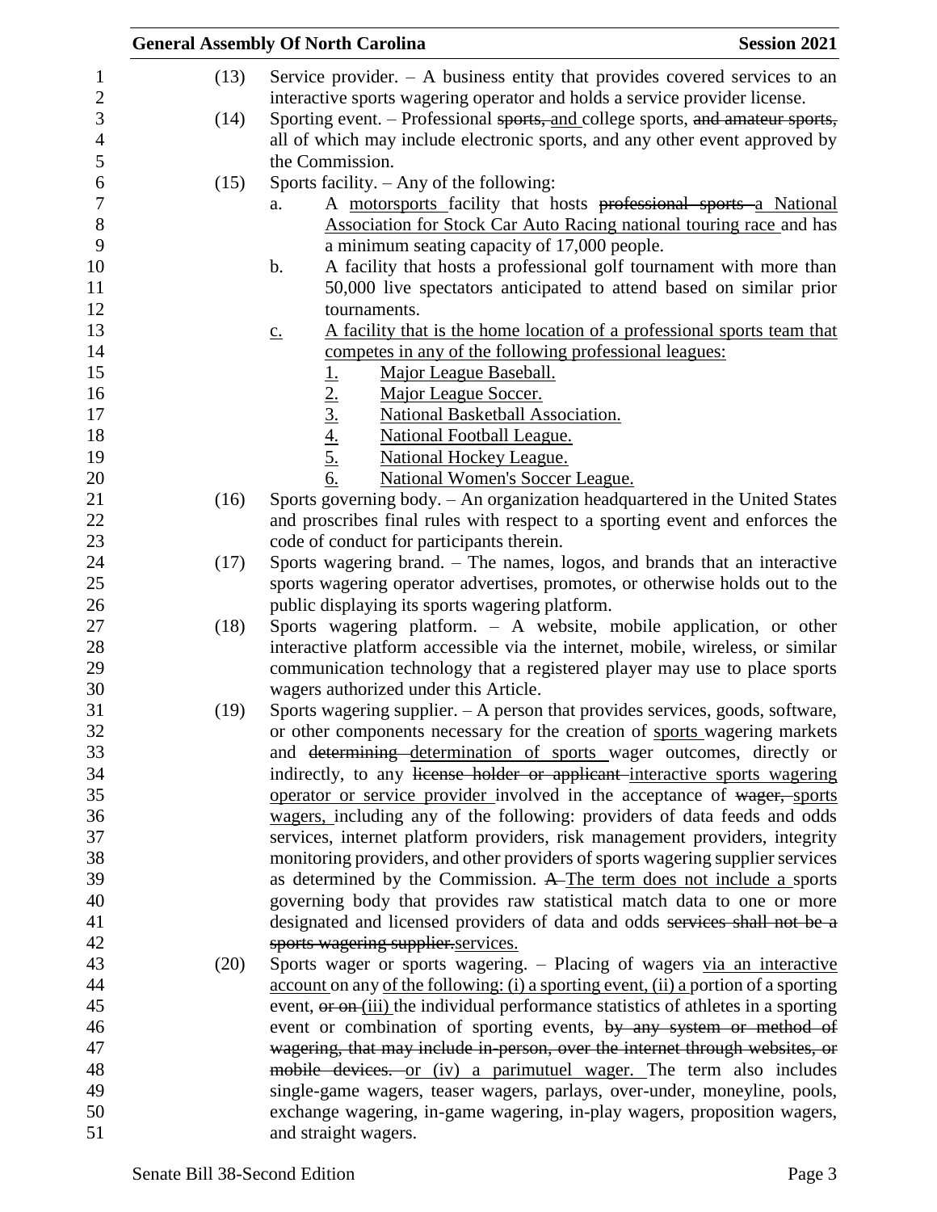(13) Service provider. – A business entity that provides covered services to an interactive sports wagering operator and holds a service provider license.

(14) Sporting event. – Professional ~~sports,~~ and college sports, ~~and amateur sports,~~ all of which may include electronic sports, and any other event approved by the Commission.

(15) Sports facility. – Any of the following:

a. A motorsports facility that hosts ~~professional sports~~ a National Association for Stock Car Auto Racing national touring race and has a minimum seating capacity of 17,000 people.

b. A facility that hosts a professional golf tournament with more than 50,000 live spectators anticipated to attend based on similar prior tournaments.

c. A facility that is the home location of a professional sports team that competes in any of the following professional leagues:

1. Major League Baseball.
2. Major League Soccer.
3. National Basketball Association.
4. National Football League.
5. National Hockey League.
6. National Women's Soccer League.

(16) Sports governing body. – An organization headquartered in the United States and proscribes final rules with respect to a sporting event and enforces the code of conduct for participants therein.

(17) Sports wagering brand. – The names, logos, and brands that an interactive sports wagering operator advertises, promotes, or otherwise holds out to the public displaying its sports wagering platform.

(18) Sports wagering platform. – A website, mobile application, or other interactive platform accessible via the internet, mobile, wireless, or similar communication technology that a registered player may use to place sports wagers authorized under this Article.

(19) Sports wagering supplier. – A person that provides services, goods, software, or other components necessary for the creation of sports wagering markets and ~~determining~~ determination of sports wager outcomes, directly or indirectly, to any ~~license holder or applicant~~ interactive sports wagering operator or service provider involved in the acceptance of ~~wager,~~ sports wagers, including any of the following: providers of data feeds and odds services, internet platform providers, risk management providers, integrity monitoring providers, and other providers of sports wagering supplier services as determined by the Commission. ~~A~~ The term does not include a sports governing body that provides raw statistical match data to one or more designated and licensed providers of data and odds ~~services shall not be a sports wagering supplier.~~services.

(20) Sports wager or sports wagering. – Placing of wagers via an interactive account on any of the following: (i) a sporting event, (ii) a portion of a sporting event, ~~or on~~ (iii) the individual performance statistics of athletes in a sporting event or combination of sporting events, ~~by any system or method of wagering, that may include in-person, over the internet through websites, or mobile devices.~~ or (iv) a parimutuel wager. The term also includes single-game wagers, teaser wagers, parlays, over-under, moneyline, pools, exchange wagering, in-game wagering, in-play wagers, proposition wagers, and straight wagers.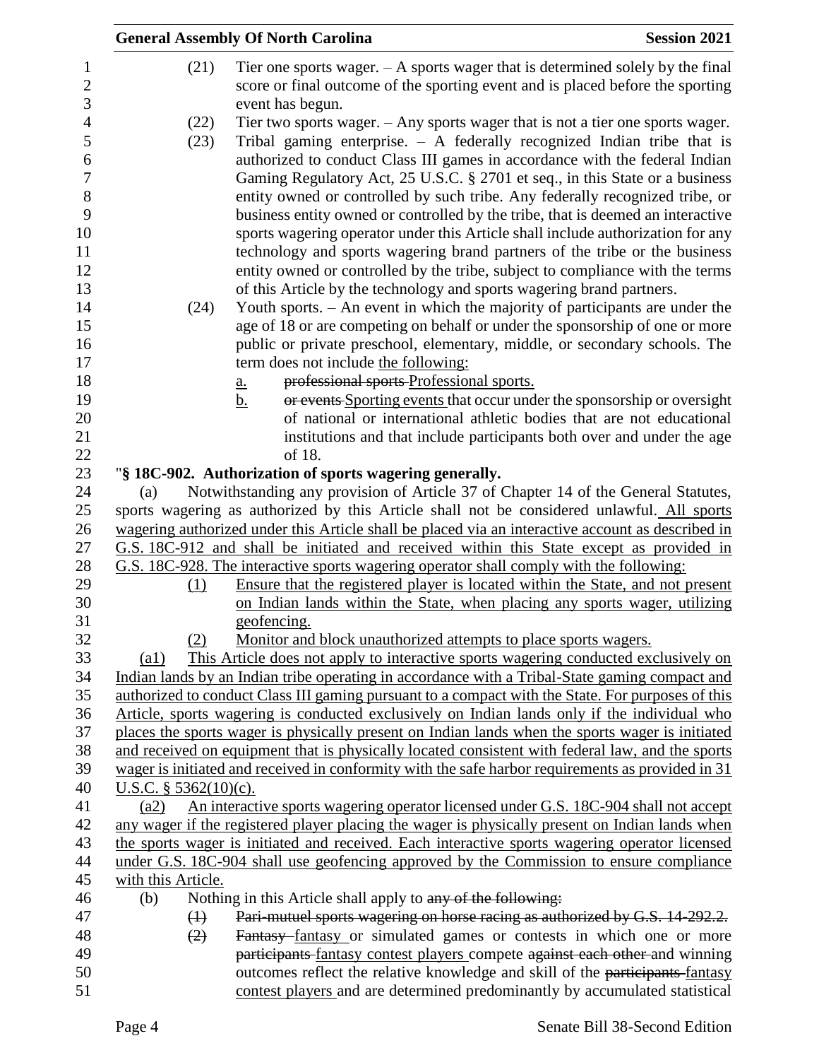(21) Tier one sports wager. – A sports wager that is determined solely by the final score or final outcome of the sporting event and is placed before the sporting event has begun.

(22) Tier two sports wager. – Any sports wager that is not a tier one sports wager.

(23) Tribal gaming enterprise. – A federally recognized Indian tribe that is authorized to conduct Class III games in accordance with the federal Indian Gaming Regulatory Act, 25 U.S.C. § 2701 et seq., in this State or a business entity owned or controlled by such tribe. Any federally recognized tribe, or business entity owned or controlled by the tribe, that is deemed an interactive sports wagering operator under this Article shall include authorization for any technology and sports wagering brand partners of the tribe or the business entity owned or controlled by the tribe, subject to compliance with the terms of this Article by the technology and sports wagering brand partners.

(24) Youth sports. – An event in which the majority of participants are under the age of 18 or are competing on behalf or under the sponsorship of one or more public or private preschool, elementary, middle, or secondary schools. The term does not include the following:

a. ~~professional sports~~ Professional sports.

b. ~~or events~~ Sporting events that occur under the sponsorship or oversight of national or international athletic bodies that are not educational institutions and that include participants both over and under the age of 18.

"**§ 18C-902. Authorization of sports wagering generally.**

(a) Notwithstanding any provision of Article 37 of Chapter 14 of the General Statutes, sports wagering as authorized by this Article shall not be considered unlawful. All sports wagering authorized under this Article shall be placed via an interactive account as described in G.S. 18C-912 and shall be initiated and received within this State except as provided in G.S. 18C-928. The interactive sports wagering operator shall comply with the following:

(1) Ensure that the registered player is located within the State, and not present on Indian lands within the State, when placing any sports wager, utilizing geofencing.

(2) Monitor and block unauthorized attempts to place sports wagers.

(a1) This Article does not apply to interactive sports wagering conducted exclusively on Indian lands by an Indian tribe operating in accordance with a Tribal-State gaming compact and authorized to conduct Class III gaming pursuant to a compact with the State. For purposes of this Article, sports wagering is conducted exclusively on Indian lands only if the individual who places the sports wager is physically present on Indian lands when the sports wager is initiated and received on equipment that is physically located consistent with federal law, and the sports wager is initiated and received in conformity with the safe harbor requirements as provided in 31 U.S.C. § 5362(10)(c).

(a2) An interactive sports wagering operator licensed under G.S. 18C-904 shall not accept any wager if the registered player placing the wager is physically present on Indian lands when the sports wager is initiated and received. Each interactive sports wagering operator licensed under G.S. 18C-904 shall use geofencing approved by the Commission to ensure compliance with this Article.

(b) Nothing in this Article shall apply to ~~any of the following:~~

~~(1) Pari-mutuel sports wagering on horse racing as authorized by G.S. 14-292.2.~~

~~(2)~~ ~~Fantasy~~ fantasy or simulated games or contests in which one or more ~~participants~~ fantasy contest players compete ~~against each other~~ and winning outcomes reflect the relative knowledge and skill of the ~~participants~~ fantasy contest players and are determined predominantly by accumulated statistical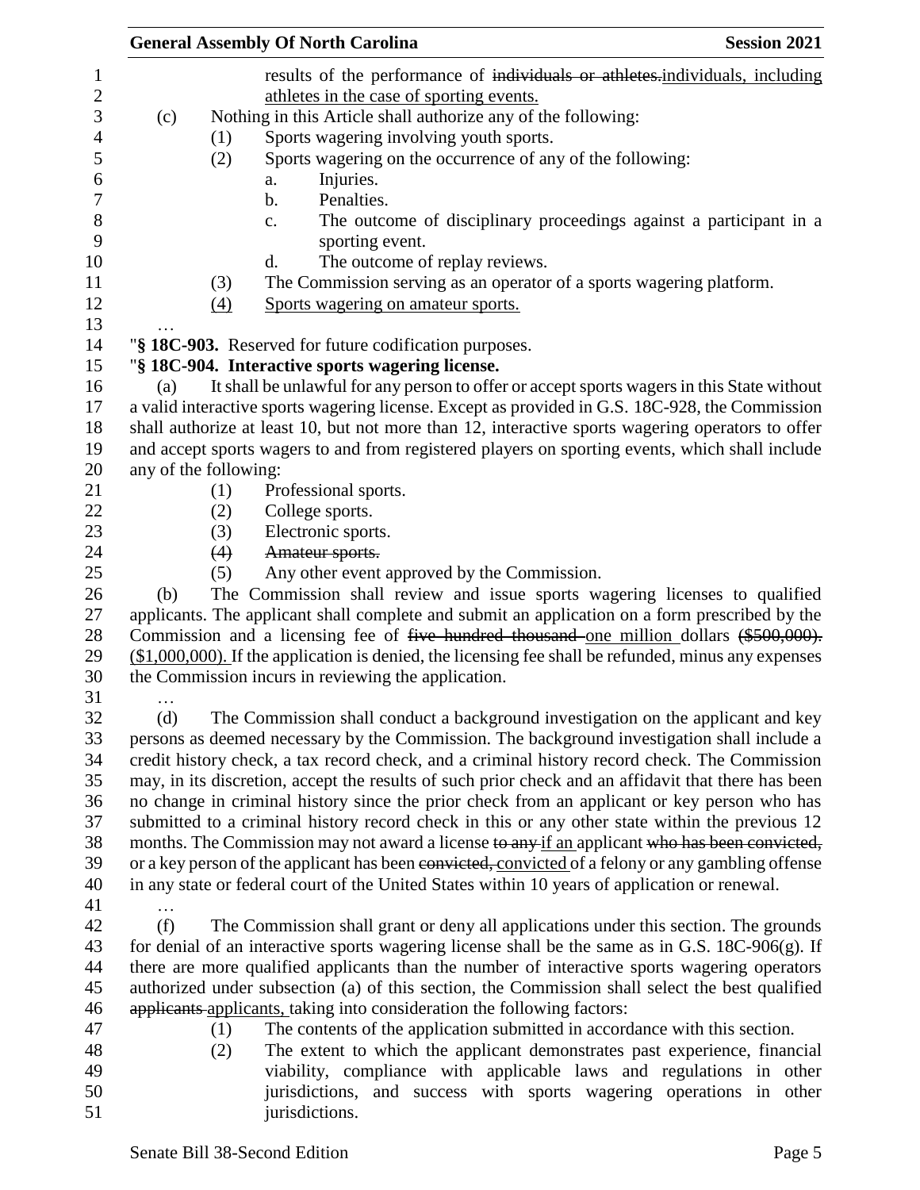results of the performance of ~~individuals or athletes.~~<u>individuals, including athletes in the case of sporting events.</u>

(c) Nothing in this Article shall authorize any of the following:

(1) Sports wagering involving youth sports.

(2) Sports wagering on the occurrence of any of the following:

a. Injuries.

b. Penalties.

c. The outcome of disciplinary proceedings against a participant in a sporting event.

d. The outcome of replay reviews.

(3) The Commission serving as an operator of a sports wagering platform.

<u>(4) Sports wagering on amateur sports.</u>

…

"**§ 18C-903.** Reserved for future codification purposes.

"**§ 18C-904. Interactive sports wagering license.**

(a) It shall be unlawful for any person to offer or accept sports wagers in this State without a valid interactive sports wagering license. Except as provided in G.S. 18C-928, the Commission shall authorize at least 10, but not more than 12, interactive sports wagering operators to offer and accept sports wagers to and from registered players on sporting events, which shall include any of the following:

(1) Professional sports.

(2) College sports.

(3) Electronic sports.

~~(4) Amateur sports.~~

(5) Any other event approved by the Commission.

(b) The Commission shall review and issue sports wagering licenses to qualified applicants. The applicant shall complete and submit an application on a form prescribed by the Commission and a licensing fee of ~~five hundred thousand~~ <u>one million</u> dollars ~~($500,000).~~ <u>($1,000,000).</u> If the application is denied, the licensing fee shall be refunded, minus any expenses the Commission incurs in reviewing the application.

…

(d) The Commission shall conduct a background investigation on the applicant and key persons as deemed necessary by the Commission. The background investigation shall include a credit history check, a tax record check, and a criminal history record check. The Commission may, in its discretion, accept the results of such prior check and an affidavit that there has been no change in criminal history since the prior check from an applicant or key person who has submitted to a criminal history record check in this or any other state within the previous 12 months. The Commission may not award a license ~~to any~~ <u>if an</u> applicant ~~who has been convicted,~~ or a key person of the applicant has been ~~convicted,~~ <u>convicted</u> of a felony or any gambling offense in any state or federal court of the United States within 10 years of application or renewal.

…

(f) The Commission shall grant or deny all applications under this section. The grounds for denial of an interactive sports wagering license shall be the same as in G.S. 18C-906(g). If there are more qualified applicants than the number of interactive sports wagering operators authorized under subsection (a) of this section, the Commission shall select the best qualified ~~applicants~~ <u>applicants,</u> taking into consideration the following factors:

(1) The contents of the application submitted in accordance with this section.

(2) The extent to which the applicant demonstrates past experience, financial viability, compliance with applicable laws and regulations in other jurisdictions, and success with sports wagering operations in other jurisdictions.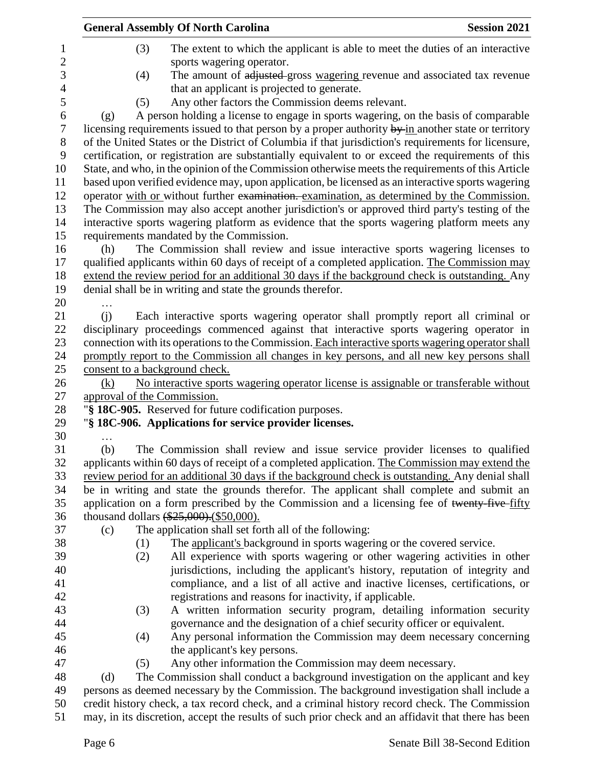(3) The extent to which the applicant is able to meet the duties of an interactive sports wagering operator.

(4) The amount of ~~adjusted~~ gross wagering revenue and associated tax revenue that an applicant is projected to generate.

(5) Any other factors the Commission deems relevant.

(g) A person holding a license to engage in sports wagering, on the basis of comparable licensing requirements issued to that person by a proper authority ~~by~~ in another state or territory of the United States or the District of Columbia if that jurisdiction's requirements for licensure, certification, or registration are substantially equivalent to or exceed the requirements of this State, and who, in the opinion of the Commission otherwise meets the requirements of this Article based upon verified evidence may, upon application, be licensed as an interactive sports wagering operator with or without further ~~examination.~~ examination, as determined by the Commission. The Commission may also accept another jurisdiction's or approved third party's testing of the interactive sports wagering platform as evidence that the sports wagering platform meets any requirements mandated by the Commission.

(h) The Commission shall review and issue interactive sports wagering licenses to qualified applicants within 60 days of receipt of a completed application. The Commission may extend the review period for an additional 30 days if the background check is outstanding. Any denial shall be in writing and state the grounds therefor.

…

(j) Each interactive sports wagering operator shall promptly report all criminal or disciplinary proceedings commenced against that interactive sports wagering operator in connection with its operations to the Commission. Each interactive sports wagering operator shall promptly report to the Commission all changes in key persons, and all new key persons shall consent to a background check.

(k) No interactive sports wagering operator license is assignable or transferable without approval of the Commission.

"**§ 18C-905.** Reserved for future codification purposes.

"**§ 18C-906. Applications for service provider licenses.**

…

(b) The Commission shall review and issue service provider licenses to qualified applicants within 60 days of receipt of a completed application. The Commission may extend the review period for an additional 30 days if the background check is outstanding. Any denial shall be in writing and state the grounds therefor. The applicant shall complete and submit an application on a form prescribed by the Commission and a licensing fee of ~~twenty-five~~ fifty thousand dollars ~~($25,000).~~($50,000).

(c) The application shall set forth all of the following:

(1) The applicant's background in sports wagering or the covered service.

(2) All experience with sports wagering or other wagering activities in other jurisdictions, including the applicant's history, reputation of integrity and compliance, and a list of all active and inactive licenses, certifications, or registrations and reasons for inactivity, if applicable.

(3) A written information security program, detailing information security governance and the designation of a chief security officer or equivalent.

(4) Any personal information the Commission may deem necessary concerning the applicant's key persons.

(5) Any other information the Commission may deem necessary.

(d) The Commission shall conduct a background investigation on the applicant and key persons as deemed necessary by the Commission. The background investigation shall include a credit history check, a tax record check, and a criminal history record check. The Commission may, in its discretion, accept the results of such prior check and an affidavit that there has been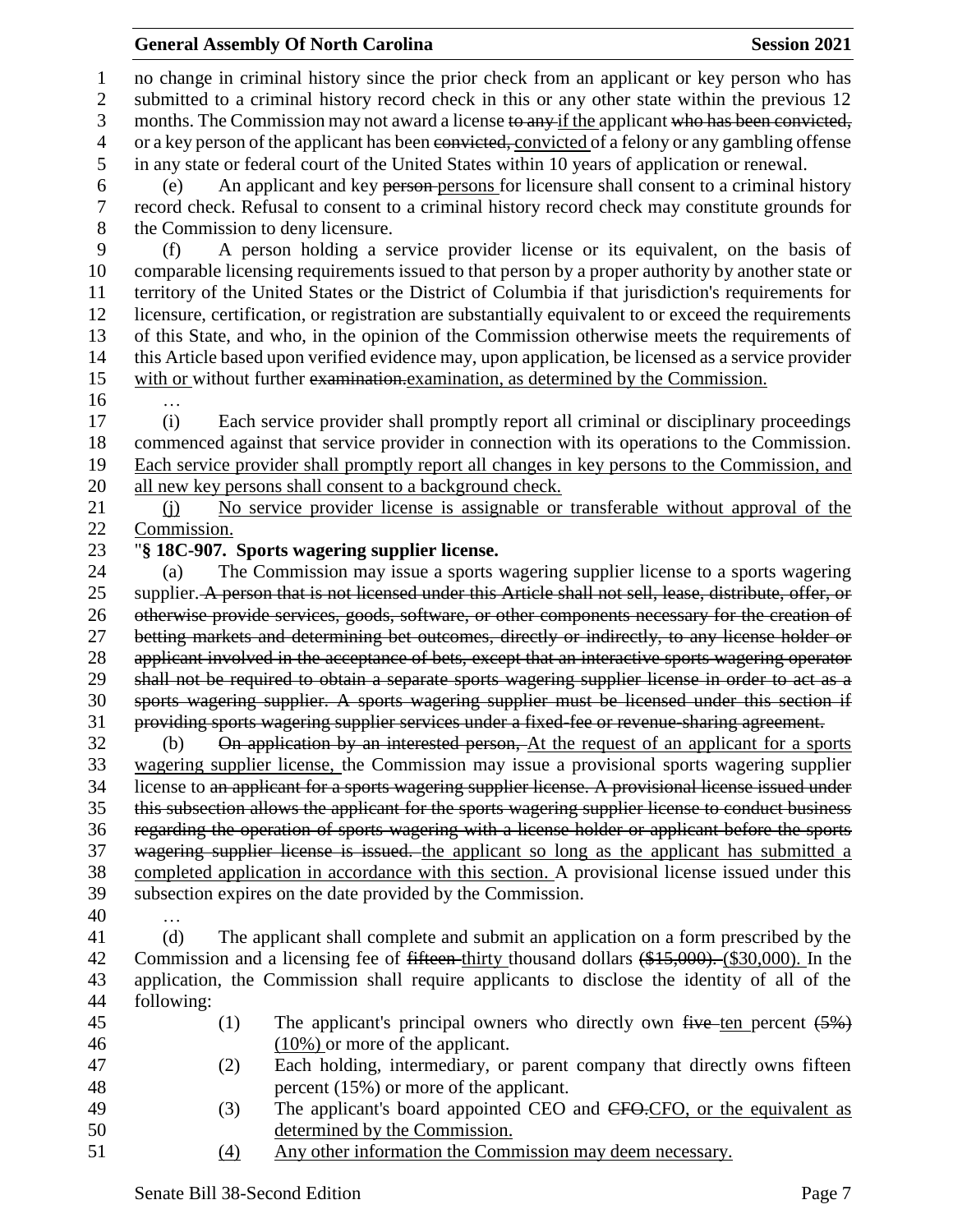no change in criminal history since the prior check from an applicant or key person who has submitted to a criminal history record check in this or any other state within the previous 12 months. The Commission may not award a license ~~to any~~ if the applicant ~~who has been convicted,~~ or a key person of the applicant has been ~~convicted,~~ convicted of a felony or any gambling offense in any state or federal court of the United States within 10 years of application or renewal.

(e) An applicant and key ~~person~~ persons for licensure shall consent to a criminal history record check. Refusal to consent to a criminal history record check may constitute grounds for the Commission to deny licensure.

(f) A person holding a service provider license or its equivalent, on the basis of comparable licensing requirements issued to that person by a proper authority by another state or territory of the United States or the District of Columbia if that jurisdiction's requirements for licensure, certification, or registration are substantially equivalent to or exceed the requirements of this State, and who, in the opinion of the Commission otherwise meets the requirements of this Article based upon verified evidence may, upon application, be licensed as a service provider with or without further ~~examination.~~ examination, as determined by the Commission.

…

(i) Each service provider shall promptly report all criminal or disciplinary proceedings commenced against that service provider in connection with its operations to the Commission. Each service provider shall promptly report all changes in key persons to the Commission, and all new key persons shall consent to a background check.

(j) No service provider license is assignable or transferable without approval of the Commission.

"**§ 18C-907. Sports wagering supplier license.**

(a) The Commission may issue a sports wagering supplier license to a sports wagering supplier. ~~A person that is not licensed under this Article shall not sell, lease, distribute, offer, or otherwise provide services, goods, software, or other components necessary for the creation of betting markets and determining bet outcomes, directly or indirectly, to any license holder or applicant involved in the acceptance of bets, except that an interactive sports wagering operator shall not be required to obtain a separate sports wagering supplier license in order to act as a sports wagering supplier. A sports wagering supplier must be licensed under this section if providing sports wagering supplier services under a fixed-fee or revenue-sharing agreement.~~

(b) ~~On application by an interested person,~~ At the request of an applicant for a sports wagering supplier license, the Commission may issue a provisional sports wagering supplier license to ~~an applicant for a sports wagering supplier license. A provisional license issued under this subsection allows the applicant for the sports wagering supplier license to conduct business regarding the operation of sports wagering with a license holder or applicant before the sports wagering supplier license is issued.~~ the applicant so long as the applicant has submitted a completed application in accordance with this section. A provisional license issued under this subsection expires on the date provided by the Commission.

…

(d) The applicant shall complete and submit an application on a form prescribed by the Commission and a licensing fee of ~~fifteen~~ thirty thousand dollars ~~($15,000).~~ ($30,000). In the application, the Commission shall require applicants to disclose the identity of all of the following:

(1) The applicant's principal owners who directly own ~~five~~ ten percent ~~(5%)~~ (10%) or more of the applicant.

(2) Each holding, intermediary, or parent company that directly owns fifteen percent (15%) or more of the applicant.

(3) The applicant's board appointed CEO and ~~CFO.~~ CFO, or the equivalent as determined by the Commission.

(4) Any other information the Commission may deem necessary.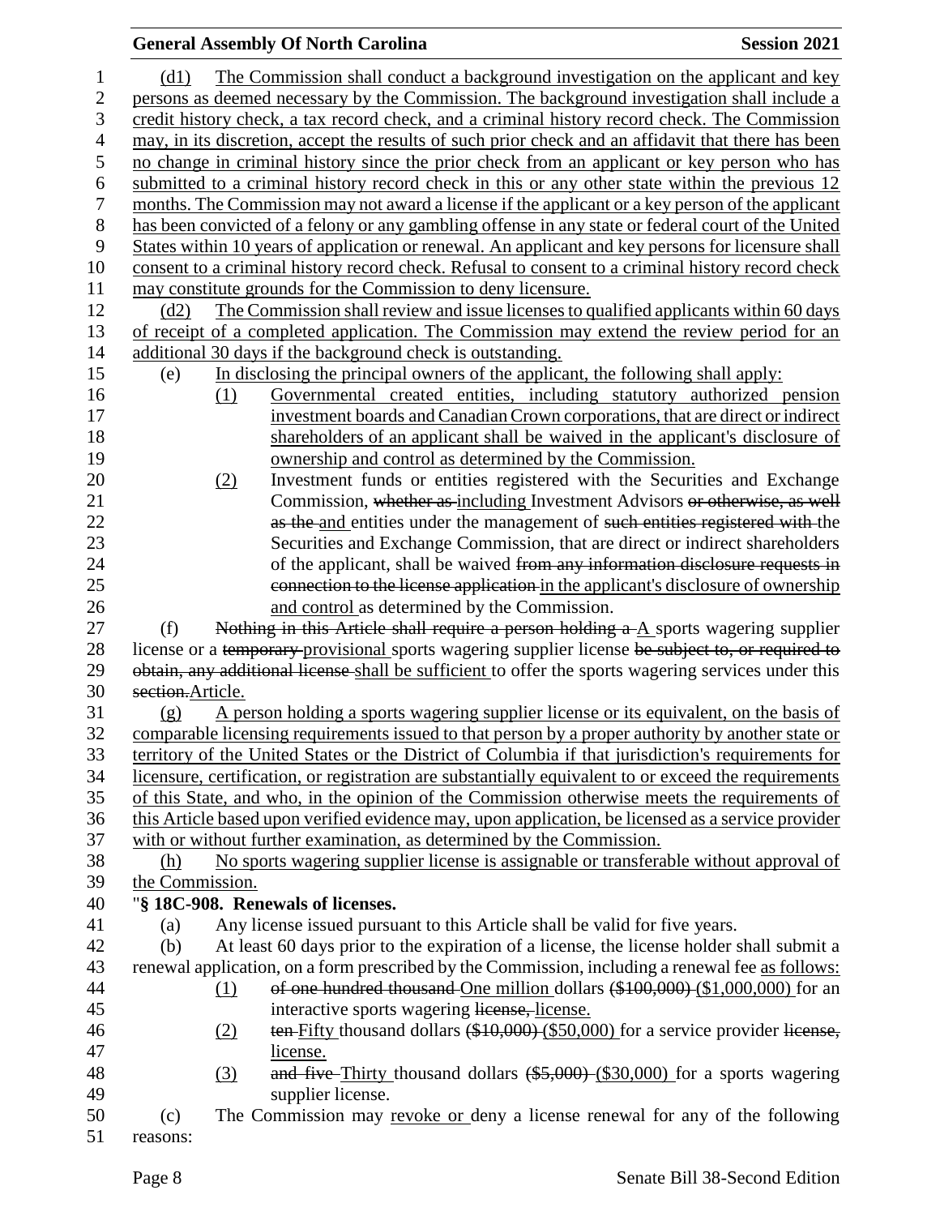(d1) The Commission shall conduct a background investigation on the applicant and key persons as deemed necessary by the Commission. The background investigation shall include a credit history check, a tax record check, and a criminal history record check. The Commission may, in its discretion, accept the results of such prior check and an affidavit that there has been no change in criminal history since the prior check from an applicant or key person who has submitted to a criminal history record check in this or any other state within the previous 12 months. The Commission may not award a license if the applicant or a key person of the applicant has been convicted of a felony or any gambling offense in any state or federal court of the United States within 10 years of application or renewal. An applicant and key persons for licensure shall consent to a criminal history record check. Refusal to consent to a criminal history record check may constitute grounds for the Commission to deny licensure.

(d2) The Commission shall review and issue licenses to qualified applicants within 60 days of receipt of a completed application. The Commission may extend the review period for an additional 30 days if the background check is outstanding.

(e) In disclosing the principal owners of the applicant, the following shall apply:

(1) Governmental created entities, including statutory authorized pension investment boards and Canadian Crown corporations, that are direct or indirect shareholders of an applicant shall be waived in the applicant's disclosure of ownership and control as determined by the Commission.

(2) Investment funds or entities registered with the Securities and Exchange Commission, ~~whether as~~ including Investment Advisors ~~or otherwise, as well as the~~ and entities under the management of ~~such entities registered with~~ the Securities and Exchange Commission, that are direct or indirect shareholders of the applicant, shall be waived ~~from any information disclosure requests in connection to the license application~~ in the applicant's disclosure of ownership and control as determined by the Commission.

(f) ~~Nothing in this Article shall require a person holding a~~ A sports wagering supplier license or a ~~temporary~~ provisional sports wagering supplier license ~~be subject to, or required to obtain, any additional license~~ shall be sufficient to offer the sports wagering services under this ~~section.~~Article.

(g) A person holding a sports wagering supplier license or its equivalent, on the basis of comparable licensing requirements issued to that person by a proper authority by another state or territory of the United States or the District of Columbia if that jurisdiction's requirements for licensure, certification, or registration are substantially equivalent to or exceed the requirements of this State, and who, in the opinion of the Commission otherwise meets the requirements of this Article based upon verified evidence may, upon application, be licensed as a service provider with or without further examination, as determined by the Commission.

(h) No sports wagering supplier license is assignable or transferable without approval of the Commission.

"**§ 18C-908. Renewals of licenses.**

(a) Any license issued pursuant to this Article shall be valid for five years.

(b) At least 60 days prior to the expiration of a license, the license holder shall submit a renewal application, on a form prescribed by the Commission, including a renewal fee as follows:

(1) ~~of one hundred thousand~~ One million dollars ~~($100,000)~~ ($1,000,000) for an interactive sports wagering ~~license,~~ license.

(2) ~~ten~~ Fifty thousand dollars ~~($10,000)~~ ($50,000) for a service provider ~~license,~~ license.

(3) ~~and five~~ Thirty thousand dollars ~~($5,000)~~ ($30,000) for a sports wagering supplier license.

(c) The Commission may revoke or deny a license renewal for any of the following reasons: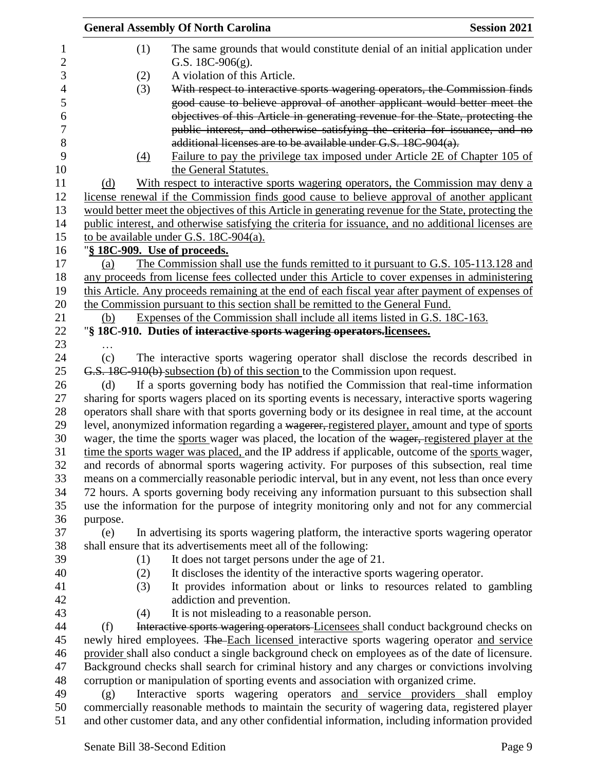(1) The same grounds that would constitute denial of an initial application under G.S. 18C-906(g).

(2) A violation of this Article.

(3) ~~With respect to interactive sports wagering operators, the Commission finds good cause to believe approval of another applicant would better meet the objectives of this Article in generating revenue for the State, protecting the public interest, and otherwise satisfying the criteria for issuance, and no additional licenses are to be available under G.S. 18C-904(a).~~

(4) Failure to pay the privilege tax imposed under Article 2E of Chapter 105 of the General Statutes.

(d) With respect to interactive sports wagering operators, the Commission may deny a license renewal if the Commission finds good cause to believe approval of another applicant would better meet the objectives of this Article in generating revenue for the State, protecting the public interest, and otherwise satisfying the criteria for issuance, and no additional licenses are to be available under G.S. 18C-904(a).

"**§ 18C-909. Use of proceeds.**

(a) The Commission shall use the funds remitted to it pursuant to G.S. 105-113.128 and any proceeds from license fees collected under this Article to cover expenses in administering this Article. Any proceeds remaining at the end of each fiscal year after payment of expenses of the Commission pursuant to this section shall be remitted to the General Fund.

(b) Expenses of the Commission shall include all items listed in G.S. 18C-163.

"**§ 18C-910. Duties of ~~interactive sports wagering operators.~~licensees.**

…

(c) The interactive sports wagering operator shall disclose the records described in ~~G.S. 18C-910(b)~~ subsection (b) of this section to the Commission upon request.

(d) If a sports governing body has notified the Commission that real-time information sharing for sports wagers placed on its sporting events is necessary, interactive sports wagering operators shall share with that sports governing body or its designee in real time, at the account level, anonymized information regarding a ~~wagerer,~~ registered player, amount and type of sports wager, the time the sports wager was placed, the location of the ~~wager,~~ registered player at the time the sports wager was placed, and the IP address if applicable, outcome of the sports wager, and records of abnormal sports wagering activity. For purposes of this subsection, real time means on a commercially reasonable periodic interval, but in any event, not less than once every 72 hours. A sports governing body receiving any information pursuant to this subsection shall use the information for the purpose of integrity monitoring only and not for any commercial purpose.

(e) In advertising its sports wagering platform, the interactive sports wagering operator shall ensure that its advertisements meet all of the following:

(1) It does not target persons under the age of 21.

(2) It discloses the identity of the interactive sports wagering operator.

(3) It provides information about or links to resources related to gambling addiction and prevention.

(4) It is not misleading to a reasonable person.

(f) ~~Interactive sports wagering operators~~ Licensees shall conduct background checks on newly hired employees. ~~The~~ Each licensed interactive sports wagering operator and service provider shall also conduct a single background check on employees as of the date of licensure. Background checks shall search for criminal history and any charges or convictions involving corruption or manipulation of sporting events and association with organized crime.

(g) Interactive sports wagering operators and service providers shall employ commercially reasonable methods to maintain the security of wagering data, registered player and other customer data, and any other confidential information, including information provided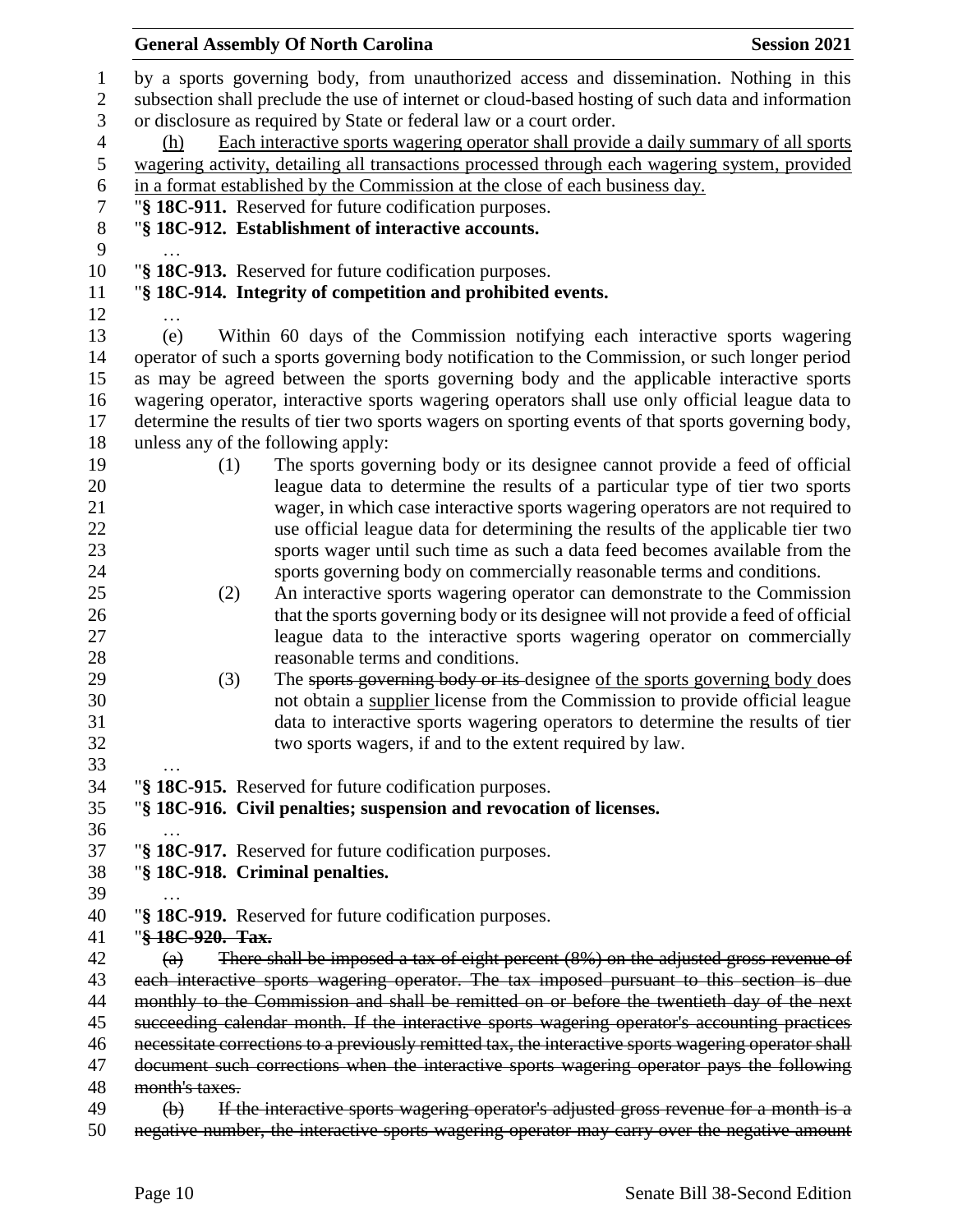by a sports governing body, from unauthorized access and dissemination. Nothing in this subsection shall preclude the use of internet or cloud-based hosting of such data and information or disclosure as required by State or federal law or a court order.

<u>(h) Each interactive sports wagering operator shall provide a daily summary of all sports wagering activity, detailing all transactions processed through each wagering system, provided in a format established by the Commission at the close of each business day.</u>

"**§ 18C-911.** Reserved for future codification purposes.

"**§ 18C-912. Establishment of interactive accounts.**

…

"**§ 18C-913.** Reserved for future codification purposes.

"**§ 18C-914. Integrity of competition and prohibited events.**

…

(e) Within 60 days of the Commission notifying each interactive sports wagering operator of such a sports governing body notification to the Commission, or such longer period as may be agreed between the sports governing body and the applicable interactive sports wagering operator, interactive sports wagering operators shall use only official league data to determine the results of tier two sports wagers on sporting events of that sports governing body, unless any of the following apply:

(1) The sports governing body or its designee cannot provide a feed of official league data to determine the results of a particular type of tier two sports wager, in which case interactive sports wagering operators are not required to use official league data for determining the results of the applicable tier two sports wager until such time as such a data feed becomes available from the sports governing body on commercially reasonable terms and conditions.

(2) An interactive sports wagering operator can demonstrate to the Commission that the sports governing body or its designee will not provide a feed of official league data to the interactive sports wagering operator on commercially reasonable terms and conditions.

(3) The ~~sports governing body or its~~ designee <u>of the sports governing body</u> does not obtain a <u>supplier</u> license from the Commission to provide official league data to interactive sports wagering operators to determine the results of tier two sports wagers, if and to the extent required by law.

…

"**§ 18C-915.** Reserved for future codification purposes.

"**§ 18C-916. Civil penalties; suspension and revocation of licenses.**

…

"**§ 18C-917.** Reserved for future codification purposes.

"**§ 18C-918. Criminal penalties.**

…

"**§ 18C-919.** Reserved for future codification purposes.

"~~**§ 18C-920. Tax.**~~

~~(a) There shall be imposed a tax of eight percent (8%) on the adjusted gross revenue of each interactive sports wagering operator. The tax imposed pursuant to this section is due monthly to the Commission and shall be remitted on or before the twentieth day of the next succeeding calendar month. If the interactive sports wagering operator's accounting practices necessitate corrections to a previously remitted tax, the interactive sports wagering operator shall document such corrections when the interactive sports wagering operator pays the following month's taxes.~~

~~(b) If the interactive sports wagering operator's adjusted gross revenue for a month is a negative number, the interactive sports wagering operator may carry over the negative amount~~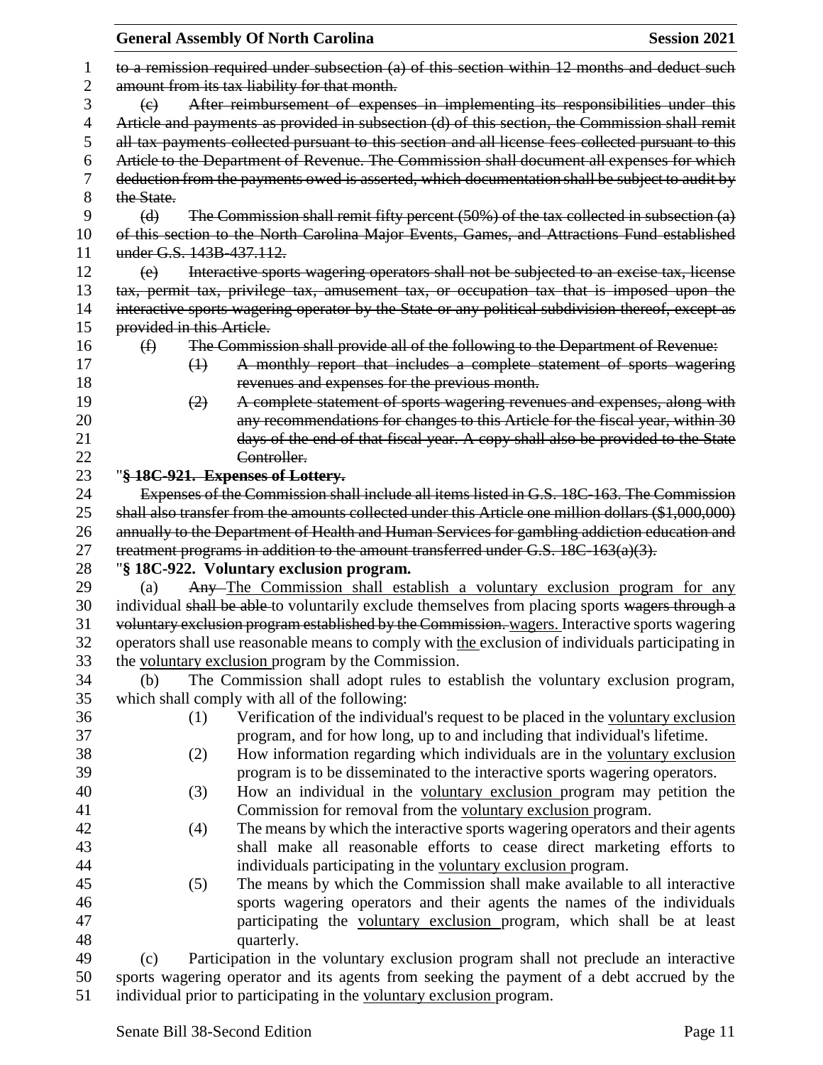~~to a remission required under subsection (a) of this section within 12 months and deduct such amount from its tax liability for that month.~~

~~(c) After reimbursement of expenses in implementing its responsibilities under this Article and payments as provided in subsection (d) of this section, the Commission shall remit all tax payments collected pursuant to this section and all license fees collected pursuant to this Article to the Department of Revenue. The Commission shall document all expenses for which deduction from the payments owed is asserted, which documentation shall be subject to audit by the State.~~

~~(d) The Commission shall remit fifty percent (50%) of the tax collected in subsection (a) of this section to the North Carolina Major Events, Games, and Attractions Fund established under G.S. 143B-437.112.~~

~~(e) Interactive sports wagering operators shall not be subjected to an excise tax, license tax, permit tax, privilege tax, amusement tax, or occupation tax that is imposed upon the interactive sports wagering operator by the State or any political subdivision thereof, except as provided in this Article.~~

~~(f) The Commission shall provide all of the following to the Department of Revenue:~~

~~(1) A monthly report that includes a complete statement of sports wagering revenues and expenses for the previous month.~~

~~(2) A complete statement of sports wagering revenues and expenses, along with any recommendations for changes to this Article for the fiscal year, within 30 days of the end of that fiscal year. A copy shall also be provided to the State Controller.~~

"**~~§ 18C-921. Expenses of Lottery.~~**

~~Expenses of the Commission shall include all items listed in G.S. 18C-163. The Commission shall also transfer from the amounts collected under this Article one million dollars ($1,000,000) annually to the Department of Health and Human Services for gambling addiction education and treatment programs in addition to the amount transferred under G.S. 18C-163(a)(3).~~

"**§ 18C-922. Voluntary exclusion program.**

(a) ~~Any~~ The Commission shall establish a voluntary exclusion program for any individual ~~shall be able~~ to voluntarily exclude themselves from placing sports ~~wagers through a voluntary exclusion program established by the Commission.~~ wagers. Interactive sports wagering operators shall use reasonable means to comply with the exclusion of individuals participating in the voluntary exclusion program by the Commission.

(b) The Commission shall adopt rules to establish the voluntary exclusion program, which shall comply with all of the following:

(1) Verification of the individual's request to be placed in the voluntary exclusion program, and for how long, up to and including that individual's lifetime.

(2) How information regarding which individuals are in the voluntary exclusion program is to be disseminated to the interactive sports wagering operators.

(3) How an individual in the voluntary exclusion program may petition the Commission for removal from the voluntary exclusion program.

(4) The means by which the interactive sports wagering operators and their agents shall make all reasonable efforts to cease direct marketing efforts to individuals participating in the voluntary exclusion program.

(5) The means by which the Commission shall make available to all interactive sports wagering operators and their agents the names of the individuals participating the voluntary exclusion program, which shall be at least quarterly.

(c) Participation in the voluntary exclusion program shall not preclude an interactive sports wagering operator and its agents from seeking the payment of a debt accrued by the individual prior to participating in the voluntary exclusion program.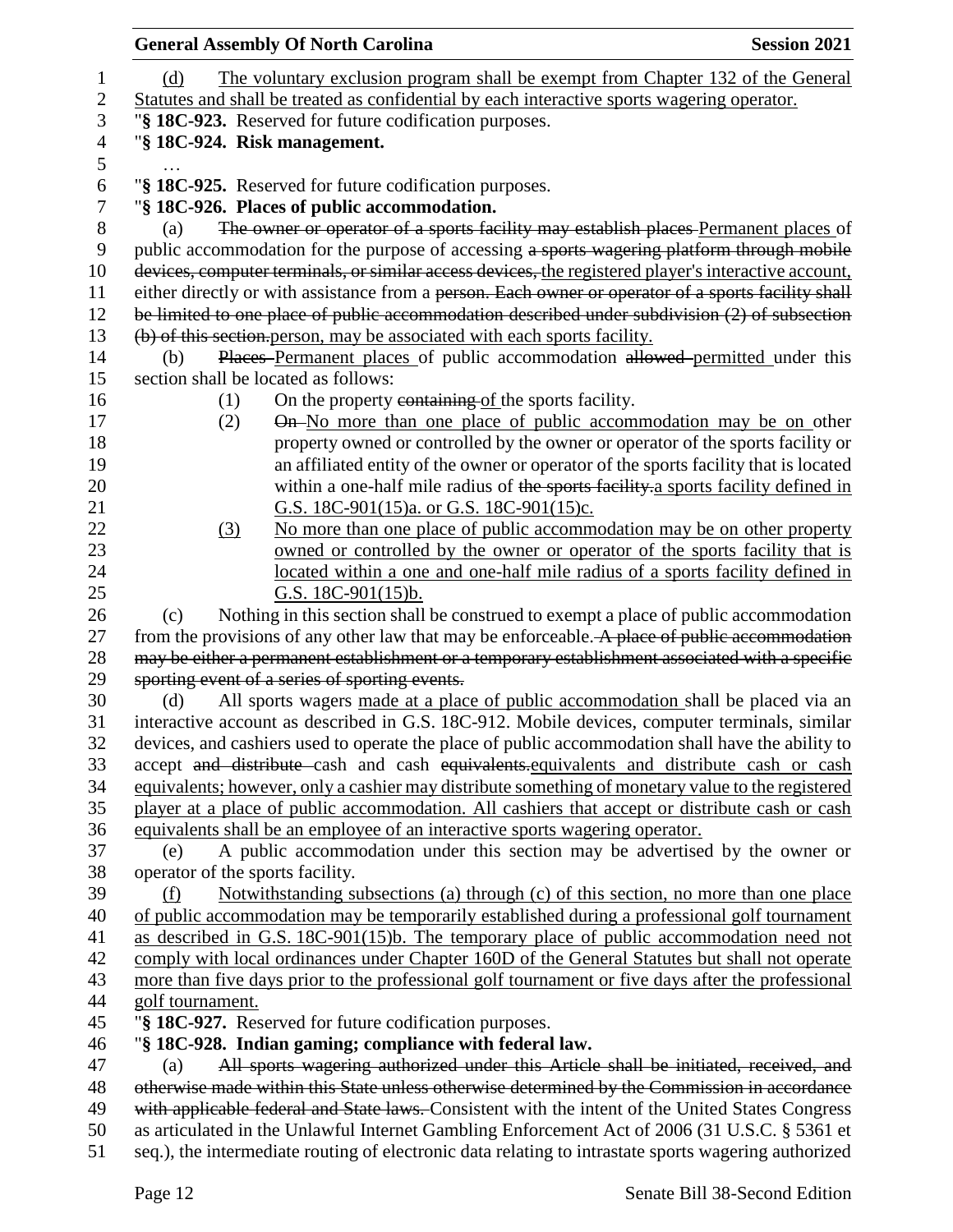(d) The voluntary exclusion program shall be exempt from Chapter 132 of the General Statutes and shall be treated as confidential by each interactive sports wagering operator.

"**§ 18C-923.** Reserved for future codification purposes.

"**§ 18C-924. Risk management.**

…

"**§ 18C-925.** Reserved for future codification purposes.

"**§ 18C-926. Places of public accommodation.**

(a) ~~The owner or operator of a sports facility may establish places~~ Permanent places of public accommodation for the purpose of accessing ~~a sports wagering platform through mobile devices, computer terminals, or similar access devices,~~ the registered player's interactive account, either directly or with assistance from a ~~person. Each owner or operator of a sports facility shall be limited to one place of public accommodation described under subdivision (2) of subsection (b) of this section.~~ person, may be associated with each sports facility.

(b) ~~Places~~ Permanent places of public accommodation ~~allowed~~ permitted under this section shall be located as follows:

(1) On the property ~~containing~~ of the sports facility.

(2) ~~On~~ No more than one place of public accommodation may be on other property owned or controlled by the owner or operator of the sports facility or an affiliated entity of the owner or operator of the sports facility that is located within a one-half mile radius of ~~the sports facility.~~ a sports facility defined in G.S. 18C-901(15)a. or G.S. 18C-901(15)c.

(3) No more than one place of public accommodation may be on other property owned or controlled by the owner or operator of the sports facility that is located within a one and one-half mile radius of a sports facility defined in G.S. 18C-901(15)b.

(c) Nothing in this section shall be construed to exempt a place of public accommodation from the provisions of any other law that may be enforceable. ~~A place of public accommodation may be either a permanent establishment or a temporary establishment associated with a specific sporting event of a series of sporting events.~~

(d) All sports wagers made at a place of public accommodation shall be placed via an interactive account as described in G.S. 18C-912. Mobile devices, computer terminals, similar devices, and cashiers used to operate the place of public accommodation shall have the ability to accept ~~and distribute~~ cash and cash ~~equivalents.~~ equivalents and distribute cash or cash equivalents; however, only a cashier may distribute something of monetary value to the registered player at a place of public accommodation. All cashiers that accept or distribute cash or cash equivalents shall be an employee of an interactive sports wagering operator.

(e) A public accommodation under this section may be advertised by the owner or operator of the sports facility.

(f) Notwithstanding subsections (a) through (c) of this section, no more than one place of public accommodation may be temporarily established during a professional golf tournament as described in G.S. 18C-901(15)b. The temporary place of public accommodation need not comply with local ordinances under Chapter 160D of the General Statutes but shall not operate more than five days prior to the professional golf tournament or five days after the professional golf tournament.

"**§ 18C-927.** Reserved for future codification purposes.

"**§ 18C-928. Indian gaming; compliance with federal law.**

(a) ~~All sports wagering authorized under this Article shall be initiated, received, and otherwise made within this State unless otherwise determined by the Commission in accordance with applicable federal and State laws.~~ Consistent with the intent of the United States Congress as articulated in the Unlawful Internet Gambling Enforcement Act of 2006 (31 U.S.C. § 5361 et seq.), the intermediate routing of electronic data relating to intrastate sports wagering authorized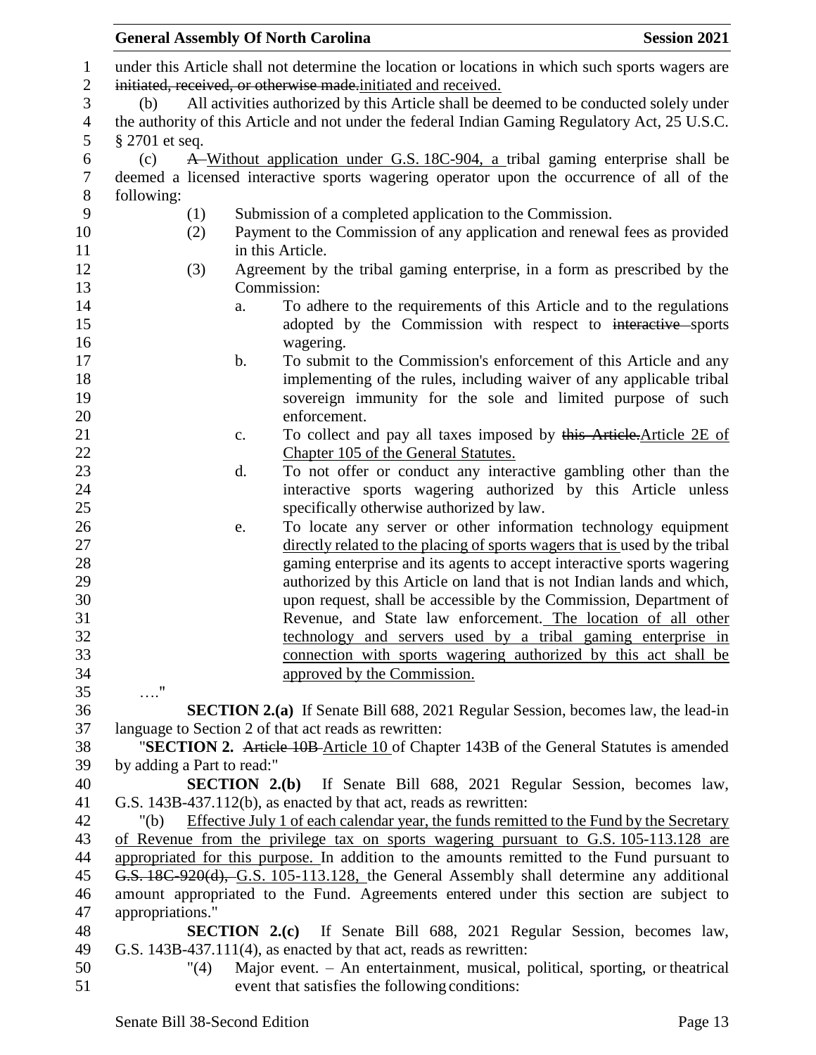under this Article shall not determine the location or locations in which such sports wagers are ~~initiated, received, or otherwise made.~~initiated and received.

(b) All activities authorized by this Article shall be deemed to be conducted solely under the authority of this Article and not under the federal Indian Gaming Regulatory Act, 25 U.S.C. § 2701 et seq.

(c) ~~A~~ Without application under G.S. 18C-904, a tribal gaming enterprise shall be deemed a licensed interactive sports wagering operator upon the occurrence of all of the following:

- (1) Submission of a completed application to the Commission.
- (2) Payment to the Commission of any application and renewal fees as provided in this Article.
- (3) Agreement by the tribal gaming enterprise, in a form as prescribed by the Commission:
  - a. To adhere to the requirements of this Article and to the regulations adopted by the Commission with respect to ~~interactive~~ sports wagering.
  - b. To submit to the Commission's enforcement of this Article and any implementing of the rules, including waiver of any applicable tribal sovereign immunity for the sole and limited purpose of such enforcement.
  - c. To collect and pay all taxes imposed by ~~this Article.~~Article 2E of Chapter 105 of the General Statutes.
  - d. To not offer or conduct any interactive gambling other than the interactive sports wagering authorized by this Article unless specifically otherwise authorized by law.
  - e. To locate any server or other information technology equipment directly related to the placing of sports wagers that is used by the tribal gaming enterprise and its agents to accept interactive sports wagering authorized by this Article on land that is not Indian lands and which, upon request, shall be accessible by the Commission, Department of Revenue, and State law enforcement. The location of all other technology and servers used by a tribal gaming enterprise in connection with sports wagering authorized by this act shall be approved by the Commission.

…."

**SECTION 2.(a)** If Senate Bill 688, 2021 Regular Session, becomes law, the lead-in language to Section 2 of that act reads as rewritten:

"**SECTION 2.** ~~Article 10B~~ Article 10 of Chapter 143B of the General Statutes is amended by adding a Part to read:"

**SECTION 2.(b)** If Senate Bill 688, 2021 Regular Session, becomes law, G.S. 143B-437.112(b), as enacted by that act, reads as rewritten:

"(b) Effective July 1 of each calendar year, the funds remitted to the Fund by the Secretary of Revenue from the privilege tax on sports wagering pursuant to G.S. 105-113.128 are appropriated for this purpose. In addition to the amounts remitted to the Fund pursuant to ~~G.S. 18C-920(d),~~ G.S. 105-113.128, the General Assembly shall determine any additional amount appropriated to the Fund. Agreements entered under this section are subject to appropriations."

**SECTION 2.(c)** If Senate Bill 688, 2021 Regular Session, becomes law, G.S. 143B-437.111(4), as enacted by that act, reads as rewritten:

"(4) Major event. – An entertainment, musical, political, sporting, or theatrical event that satisfies the following conditions: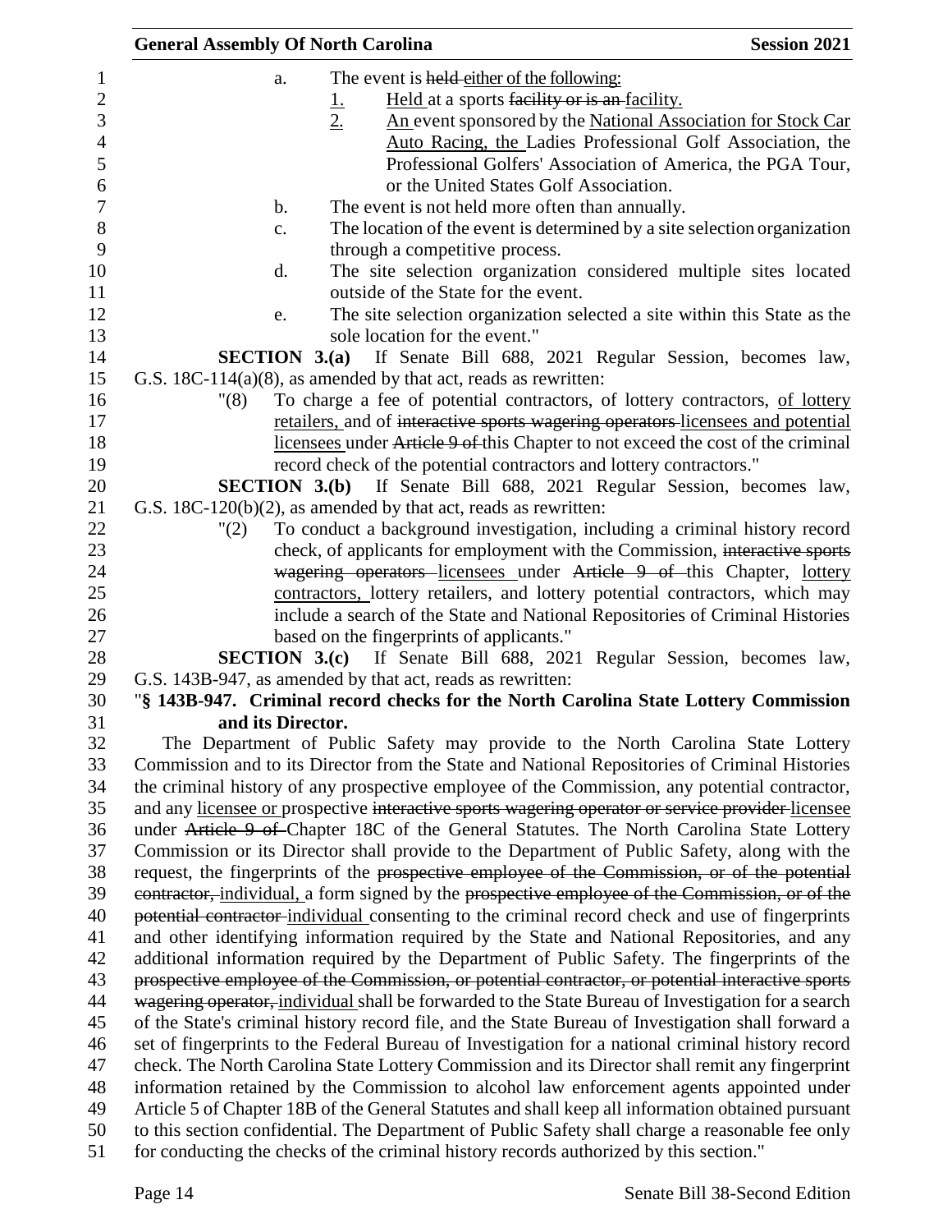a. The event is held either of the following:

1. Held at a sports facility or is an facility.
2. An event sponsored by the National Association for Stock Car Auto Racing, the Ladies Professional Golf Association, the Professional Golfers' Association of America, the PGA Tour, or the United States Golf Association.

b. The event is not held more often than annually.

c. The location of the event is determined by a site selection organization through a competitive process.

d. The site selection organization considered multiple sites located outside of the State for the event.

e. The site selection organization selected a site within this State as the sole location for the event."

**SECTION 3.(a)** If Senate Bill 688, 2021 Regular Session, becomes law, G.S. 18C-114(a)(8), as amended by that act, reads as rewritten:

"(8) To charge a fee of potential contractors, of lottery contractors, of lottery retailers, and of interactive sports wagering operators licensees and potential licensees under Article 9 of this Chapter to not exceed the cost of the criminal record check of the potential contractors and lottery contractors."

**SECTION 3.(b)** If Senate Bill 688, 2021 Regular Session, becomes law, G.S. 18C-120(b)(2), as amended by that act, reads as rewritten:

"(2) To conduct a background investigation, including a criminal history record check, of applicants for employment with the Commission, interactive sports wagering operators licensees under Article 9 of this Chapter, lottery contractors, lottery retailers, and lottery potential contractors, which may include a search of the State and National Repositories of Criminal Histories based on the fingerprints of applicants."

**SECTION 3.(c)** If Senate Bill 688, 2021 Regular Session, becomes law, G.S. 143B-947, as amended by that act, reads as rewritten:

"**§ 143B-947. Criminal record checks for the North Carolina State Lottery Commission and its Director.**

The Department of Public Safety may provide to the North Carolina State Lottery Commission and to its Director from the State and National Repositories of Criminal Histories the criminal history of any prospective employee of the Commission, any potential contractor, and any licensee or prospective interactive sports wagering operator or service provider licensee under Article 9 of Chapter 18C of the General Statutes. The North Carolina State Lottery Commission or its Director shall provide to the Department of Public Safety, along with the request, the fingerprints of the prospective employee of the Commission, or of the potential contractor, individual, a form signed by the prospective employee of the Commission, or of the potential contractor individual consenting to the criminal record check and use of fingerprints and other identifying information required by the State and National Repositories, and any additional information required by the Department of Public Safety. The fingerprints of the prospective employee of the Commission, or potential contractor, or potential interactive sports wagering operator, individual shall be forwarded to the State Bureau of Investigation for a search of the State's criminal history record file, and the State Bureau of Investigation shall forward a set of fingerprints to the Federal Bureau of Investigation for a national criminal history record check. The North Carolina State Lottery Commission and its Director shall remit any fingerprint information retained by the Commission to alcohol law enforcement agents appointed under Article 5 of Chapter 18B of the General Statutes and shall keep all information obtained pursuant to this section confidential. The Department of Public Safety shall charge a reasonable fee only for conducting the checks of the criminal history records authorized by this section."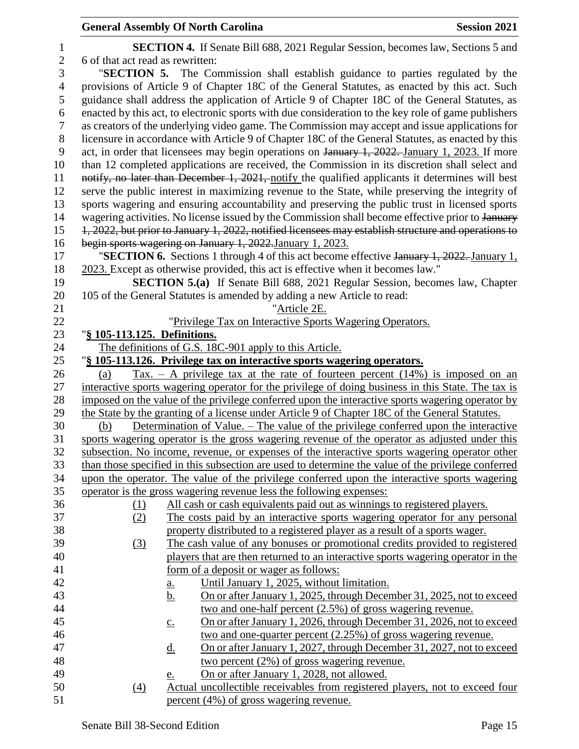**SECTION 4.** If Senate Bill 688, 2021 Regular Session, becomes law, Sections 5 and 6 of that act read as rewritten:

"**SECTION 5.** The Commission shall establish guidance to parties regulated by the provisions of Article 9 of Chapter 18C of the General Statutes, as enacted by this act. Such guidance shall address the application of Article 9 of Chapter 18C of the General Statutes, as enacted by this act, to electronic sports with due consideration to the key role of game publishers as creators of the underlying video game. The Commission may accept and issue applications for licensure in accordance with Article 9 of Chapter 18C of the General Statutes, as enacted by this act, in order that licensees may begin operations on ~~January 1, 2022.~~ January 1, 2023. If more than 12 completed applications are received, the Commission in its discretion shall select and ~~notify, no later than December 1, 2021,~~ notify the qualified applicants it determines will best serve the public interest in maximizing revenue to the State, while preserving the integrity of sports wagering and ensuring accountability and preserving the public trust in licensed sports wagering activities. No license issued by the Commission shall become effective prior to ~~January 1, 2022, but prior to January 1, 2022, notified licensees may establish structure and operations to begin sports wagering on January 1, 2022.~~January 1, 2023.

"**SECTION 6.** Sections 1 through 4 of this act become effective ~~January 1, 2022.~~ January 1, 2023. Except as otherwise provided, this act is effective when it becomes law."

**SECTION 5.(a)** If Senate Bill 688, 2021 Regular Session, becomes law, Chapter 105 of the General Statutes is amended by adding a new Article to read:

"Article 2E.

"Privilege Tax on Interactive Sports Wagering Operators.

"**§ 105-113.125. Definitions.**

The definitions of G.S. 18C-901 apply to this Article.

"**§ 105-113.126. Privilege tax on interactive sports wagering operators.**

(a) Tax. – A privilege tax at the rate of fourteen percent (14%) is imposed on an interactive sports wagering operator for the privilege of doing business in this State. The tax is imposed on the value of the privilege conferred upon the interactive sports wagering operator by the State by the granting of a license under Article 9 of Chapter 18C of the General Statutes.

(b) Determination of Value. – The value of the privilege conferred upon the interactive sports wagering operator is the gross wagering revenue of the operator as adjusted under this subsection. No income, revenue, or expenses of the interactive sports wagering operator other than those specified in this subsection are used to determine the value of the privilege conferred upon the operator. The value of the privilege conferred upon the interactive sports wagering operator is the gross wagering revenue less the following expenses:

(1) All cash or cash equivalents paid out as winnings to registered players.

(2) The costs paid by an interactive sports wagering operator for any personal property distributed to a registered player as a result of a sports wager.

(3) The cash value of any bonuses or promotional credits provided to registered players that are then returned to an interactive sports wagering operator in the form of a deposit or wager as follows:

a. Until January 1, 2025, without limitation.

b. On or after January 1, 2025, through December 31, 2025, not to exceed two and one-half percent (2.5%) of gross wagering revenue.

c. On or after January 1, 2026, through December 31, 2026, not to exceed two and one-quarter percent (2.25%) of gross wagering revenue.

d. On or after January 1, 2027, through December 31, 2027, not to exceed two percent (2%) of gross wagering revenue.

e. On or after January 1, 2028, not allowed.

(4) Actual uncollectible receivables from registered players, not to exceed four percent (4%) of gross wagering revenue.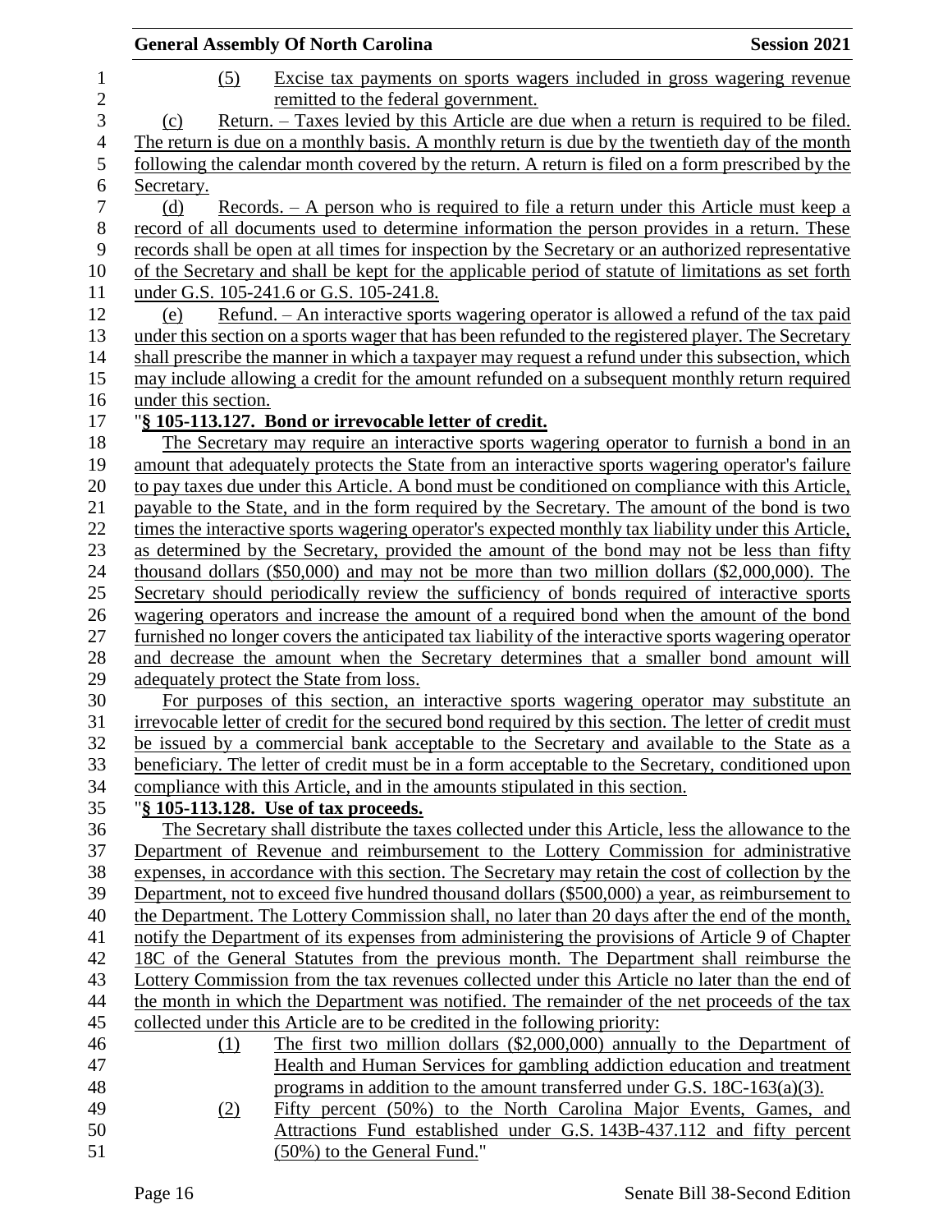(5) Excise tax payments on sports wagers included in gross wagering revenue remitted to the federal government.

(c) Return. – Taxes levied by this Article are due when a return is required to be filed. The return is due on a monthly basis. A monthly return is due by the twentieth day of the month following the calendar month covered by the return. A return is filed on a form prescribed by the Secretary.

(d) Records. – A person who is required to file a return under this Article must keep a record of all documents used to determine information the person provides in a return. These records shall be open at all times for inspection by the Secretary or an authorized representative of the Secretary and shall be kept for the applicable period of statute of limitations as set forth under G.S. 105-241.6 or G.S. 105-241.8.

(e) Refund. – An interactive sports wagering operator is allowed a refund of the tax paid under this section on a sports wager that has been refunded to the registered player. The Secretary shall prescribe the manner in which a taxpayer may request a refund under this subsection, which may include allowing a credit for the amount refunded on a subsequent monthly return required under this section.

"**§ 105-113.127. Bond or irrevocable letter of credit.**

The Secretary may require an interactive sports wagering operator to furnish a bond in an amount that adequately protects the State from an interactive sports wagering operator's failure to pay taxes due under this Article. A bond must be conditioned on compliance with this Article, payable to the State, and in the form required by the Secretary. The amount of the bond is two times the interactive sports wagering operator's expected monthly tax liability under this Article, as determined by the Secretary, provided the amount of the bond may not be less than fifty thousand dollars ($50,000) and may not be more than two million dollars ($2,000,000). The Secretary should periodically review the sufficiency of bonds required of interactive sports wagering operators and increase the amount of a required bond when the amount of the bond furnished no longer covers the anticipated tax liability of the interactive sports wagering operator and decrease the amount when the Secretary determines that a smaller bond amount will adequately protect the State from loss.

For purposes of this section, an interactive sports wagering operator may substitute an irrevocable letter of credit for the secured bond required by this section. The letter of credit must be issued by a commercial bank acceptable to the Secretary and available to the State as a beneficiary. The letter of credit must be in a form acceptable to the Secretary, conditioned upon compliance with this Article, and in the amounts stipulated in this section.

"**§ 105-113.128. Use of tax proceeds.**

The Secretary shall distribute the taxes collected under this Article, less the allowance to the Department of Revenue and reimbursement to the Lottery Commission for administrative expenses, in accordance with this section. The Secretary may retain the cost of collection by the Department, not to exceed five hundred thousand dollars ($500,000) a year, as reimbursement to the Department. The Lottery Commission shall, no later than 20 days after the end of the month, notify the Department of its expenses from administering the provisions of Article 9 of Chapter 18C of the General Statutes from the previous month. The Department shall reimburse the Lottery Commission from the tax revenues collected under this Article no later than the end of the month in which the Department was notified. The remainder of the net proceeds of the tax collected under this Article are to be credited in the following priority:

(1) The first two million dollars ($2,000,000) annually to the Department of Health and Human Services for gambling addiction education and treatment programs in addition to the amount transferred under G.S. 18C-163(a)(3).

(2) Fifty percent (50%) to the North Carolina Major Events, Games, and Attractions Fund established under G.S. 143B-437.112 and fifty percent (50%) to the General Fund."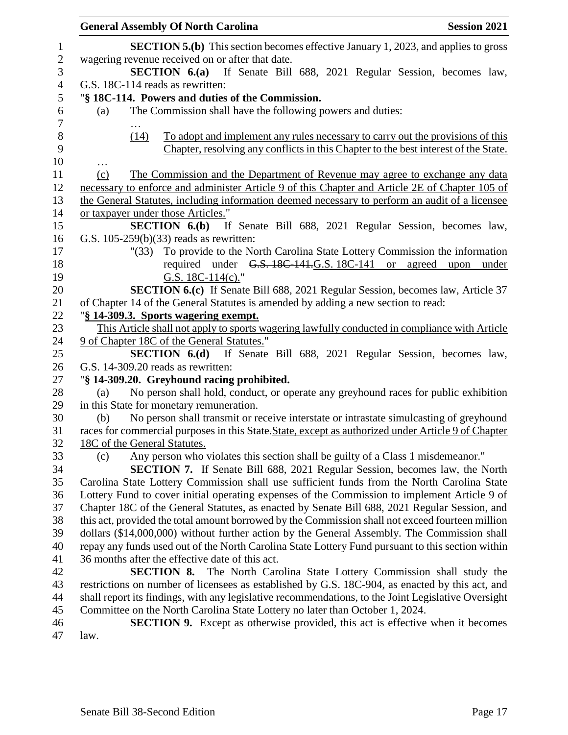**SECTION 5.(b)** This section becomes effective January 1, 2023, and applies to gross wagering revenue received on or after that date.

**SECTION 6.(a)** If Senate Bill 688, 2021 Regular Session, becomes law, G.S. 18C-114 reads as rewritten:

"**§ 18C-114. Powers and duties of the Commission.**

(a) The Commission shall have the following powers and duties:

…

(14) To adopt and implement any rules necessary to carry out the provisions of this Chapter, resolving any conflicts in this Chapter to the best interest of the State.

…

(c) The Commission and the Department of Revenue may agree to exchange any data necessary to enforce and administer Article 9 of this Chapter and Article 2E of Chapter 105 of the General Statutes, including information deemed necessary to perform an audit of a licensee or taxpayer under those Articles."

**SECTION 6.(b)** If Senate Bill 688, 2021 Regular Session, becomes law, G.S. 105-259(b)(33) reads as rewritten:

"(33) To provide to the North Carolina State Lottery Commission the information required under ~~G.S. 18C-141.~~G.S. 18C-141 or agreed upon under G.S. 18C-114(c)."

**SECTION 6.(c)** If Senate Bill 688, 2021 Regular Session, becomes law, Article 37 of Chapter 14 of the General Statutes is amended by adding a new section to read:

"**§ 14-309.3. Sports wagering exempt.**

This Article shall not apply to sports wagering lawfully conducted in compliance with Article 9 of Chapter 18C of the General Statutes."

**SECTION 6.(d)** If Senate Bill 688, 2021 Regular Session, becomes law, G.S. 14-309.20 reads as rewritten:

"**§ 14-309.20. Greyhound racing prohibited.**

(a) No person shall hold, conduct, or operate any greyhound races for public exhibition in this State for monetary remuneration.

(b) No person shall transmit or receive interstate or intrastate simulcasting of greyhound races for commercial purposes in this ~~State.~~State, except as authorized under Article 9 of Chapter 18C of the General Statutes.

(c) Any person who violates this section shall be guilty of a Class 1 misdemeanor."

**SECTION 7.** If Senate Bill 688, 2021 Regular Session, becomes law, the North Carolina State Lottery Commission shall use sufficient funds from the North Carolina State Lottery Fund to cover initial operating expenses of the Commission to implement Article 9 of Chapter 18C of the General Statutes, as enacted by Senate Bill 688, 2021 Regular Session, and this act, provided the total amount borrowed by the Commission shall not exceed fourteen million dollars ($14,000,000) without further action by the General Assembly. The Commission shall repay any funds used out of the North Carolina State Lottery Fund pursuant to this section within 36 months after the effective date of this act.

**SECTION 8.** The North Carolina State Lottery Commission shall study the restrictions on number of licensees as established by G.S. 18C-904, as enacted by this act, and shall report its findings, with any legislative recommendations, to the Joint Legislative Oversight Committee on the North Carolina State Lottery no later than October 1, 2024.

**SECTION 9.** Except as otherwise provided, this act is effective when it becomes law.